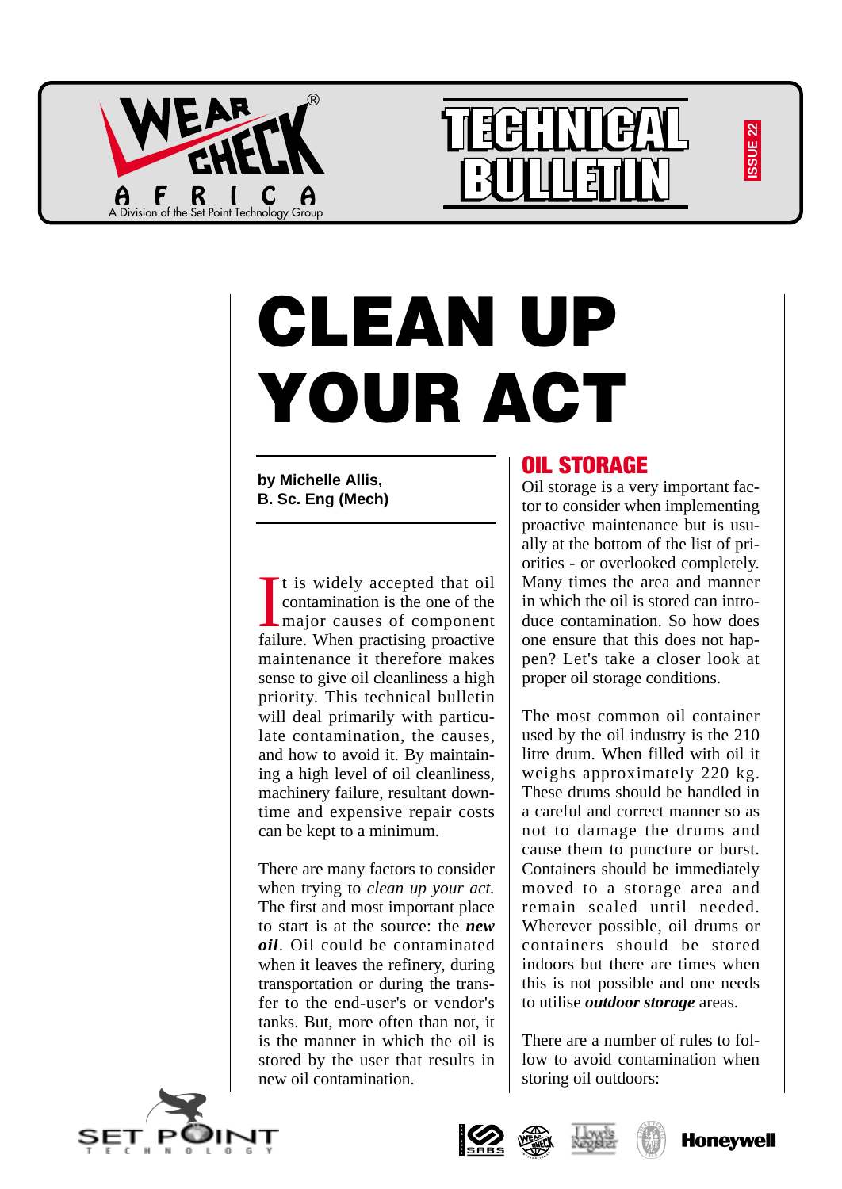# CLEAN UP YOUR ACT

**by Michelle Allis, B. Sc. Eng (Mech)**

It is widely accepted that oil contamination is the one of the major causes of component failure. When practising proactive maintenance it therefore makes sense to give oil cleanliness a high priority. This technical bulletin will deal primarily with particulate contamination, the causes, and how to avoid it. By maintaining a high level of oil cleanliness, machinery failure, resultant downtime and expensive repair costs can be kept to a minimum.

There are many factors to consider when trying to *clean up your act*. The first and most important place to start is at the source: the ***new oil***. Oil could be contaminated when it leaves the refinery, during transportation or during the transfer to the end-user's or vendor's tanks. But, more often than not, it is the manner in which the oil is stored by the user that results in new oil contamination.

## OIL STORAGE

Oil storage is a very important factor to consider when implementing proactive maintenance but is usually at the bottom of the list of priorities - or overlooked completely. Many times the area and manner in which the oil is stored can introduce contamination. So how does one ensure that this does not happen? Let's take a closer look at proper oil storage conditions.

The most common oil container used by the oil industry is the 210 litre drum. When filled with oil it weighs approximately 220 kg. These drums should be handled in a careful and correct manner so as not to damage the drums and cause them to puncture or burst. Containers should be immediately moved to a storage area and remain sealed until needed. Wherever possible, oil drums or containers should be stored indoors but there are times when this is not possible and one needs to utilise ***outdoor storage*** areas.

There are a number of rules to follow to avoid contamination when storing oil outdoors: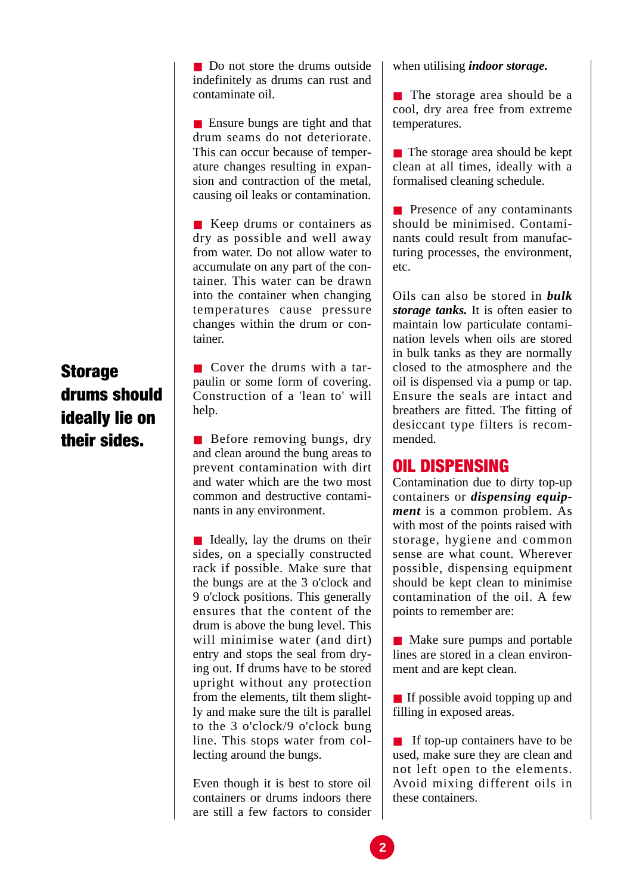**Storage drums should ideally lie on their sides.**

- Do not store the drums outside indefinitely as drums can rust and contaminate oil.

- Ensure bungs are tight and that drum seams do not deteriorate. This can occur because of temperature changes resulting in expansion and contraction of the metal, causing oil leaks or contamination.

- Keep drums or containers as dry as possible and well away from water. Do not allow water to accumulate on any part of the container. This water can be drawn into the container when changing temperatures cause pressure changes within the drum or container.

- Cover the drums with a tarpaulin or some form of covering. Construction of a 'lean to' will help.

- Before removing bungs, dry and clean around the bung areas to prevent contamination with dirt and water which are the two most common and destructive contaminants in any environment.

- Ideally, lay the drums on their sides, on a specially constructed rack if possible. Make sure that the bungs are at the 3 o'clock and 9 o'clock positions. This generally ensures that the content of the drum is above the bung level. This will minimise water (and dirt) entry and stops the seal from drying out. If drums have to be stored upright without any protection from the elements, tilt them slightly and make sure the tilt is parallel to the 3 o'clock/9 o'clock bung line. This stops water from collecting around the bungs.

Even though it is best to store oil containers or drums indoors there are still a few factors to consider when utilising ***indoor storage.***

- The storage area should be a cool, dry area free from extreme temperatures.

- The storage area should be kept clean at all times, ideally with a formalised cleaning schedule.

- Presence of any contaminants should be minimised. Contaminants could result from manufacturing processes, the environment, etc.

Oils can also be stored in ***bulk storage tanks.*** It is often easier to maintain low particulate contamination levels when oils are stored in bulk tanks as they are normally closed to the atmosphere and the oil is dispensed via a pump or tap. Ensure the seals are intact and breathers are fitted. The fitting of desiccant type filters is recommended.

## OIL DISPENSING

Contamination due to dirty top-up containers or ***dispensing equipment*** is a common problem. As with most of the points raised with storage, hygiene and common sense are what count. Wherever possible, dispensing equipment should be kept clean to minimise contamination of the oil. A few points to remember are:

- Make sure pumps and portable lines are stored in a clean environment and are kept clean.

- If possible avoid topping up and filling in exposed areas.

- If top-up containers have to be used, make sure they are clean and not left open to the elements. Avoid mixing different oils in these containers.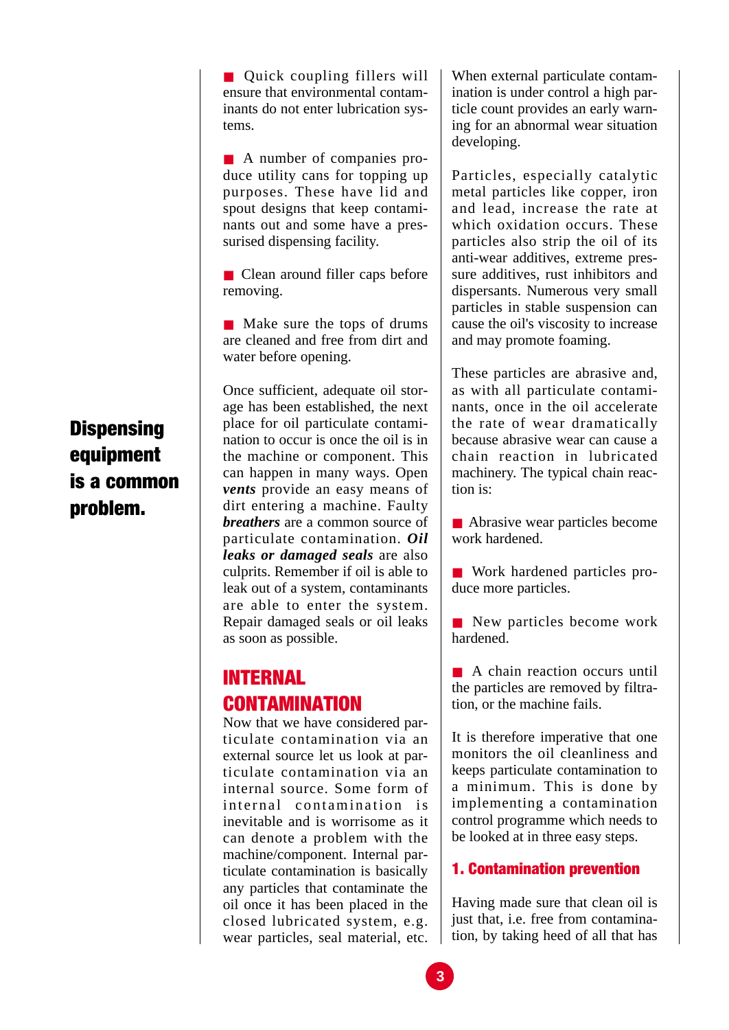**Dispensing equipment is a common problem.**

- Quick coupling fillers will ensure that environmental contaminants do not enter lubrication systems.

- A number of companies produce utility cans for topping up purposes. These have lid and spout designs that keep contaminants out and some have a pressurised dispensing facility.

- Clean around filler caps before removing.

- Make sure the tops of drums are cleaned and free from dirt and water before opening.

Once sufficient, adequate oil storage has been established, the next place for oil particulate contamination to occur is once the oil is in the machine or component. This can happen in many ways. Open ***vents*** provide an easy means of dirt entering a machine. Faulty ***breathers*** are a common source of particulate contamination. ***Oil leaks or damaged seals*** are also culprits. Remember if oil is able to leak out of a system, contaminants are able to enter the system. Repair damaged seals or oil leaks as soon as possible.

## INTERNAL CONTAMINATION

Now that we have considered particulate contamination via an external source let us look at particulate contamination via an internal source. Some form of internal contamination is inevitable and is worrisome as it can denote a problem with the machine/component. Internal particulate contamination is basically any particles that contaminate the oil once it has been placed in the closed lubricated system, e.g. wear particles, seal material, etc. When external particulate contamination is under control a high particle count provides an early warning for an abnormal wear situation developing.

Particles, especially catalytic metal particles like copper, iron and lead, increase the rate at which oxidation occurs. These particles also strip the oil of its anti-wear additives, extreme pressure additives, rust inhibitors and dispersants. Numerous very small particles in stable suspension can cause the oil's viscosity to increase and may promote foaming.

These particles are abrasive and, as with all particulate contaminants, once in the oil accelerate the rate of wear dramatically because abrasive wear can cause a chain reaction in lubricated machinery. The typical chain reaction is:

- Abrasive wear particles become work hardened.

- Work hardened particles produce more particles.

- New particles become work hardened.

- A chain reaction occurs until the particles are removed by filtration, or the machine fails.

It is therefore imperative that one monitors the oil cleanliness and keeps particulate contamination to a minimum. This is done by implementing a contamination control programme which needs to be looked at in three easy steps.

### 1. Contamination prevention

Having made sure that clean oil is just that, i.e. free from contamination, by taking heed of all that has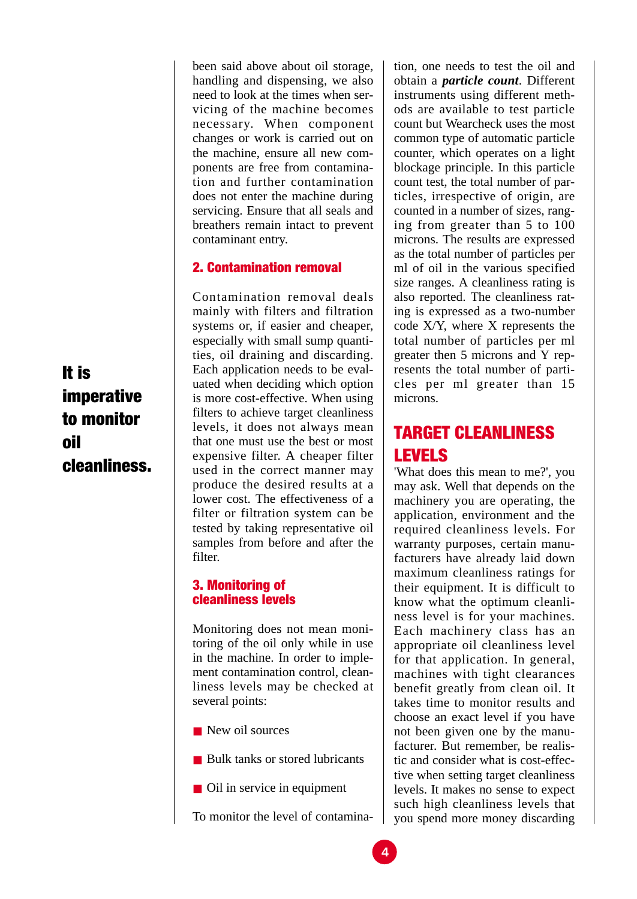**It is imperative to monitor oil cleanliness.**

been said above about oil storage, handling and dispensing, we also need to look at the times when servicing of the machine becomes necessary. When component changes or work is carried out on the machine, ensure all new components are free from contamination and further contamination does not enter the machine during servicing. Ensure that all seals and breathers remain intact to prevent contaminant entry.

### 2. Contamination removal

Contamination removal deals mainly with filters and filtration systems or, if easier and cheaper, especially with small sump quantities, oil draining and discarding. Each application needs to be evaluated when deciding which option is more cost-effective. When using filters to achieve target cleanliness levels, it does not always mean that one must use the best or most expensive filter. A cheaper filter used in the correct manner may produce the desired results at a lower cost. The effectiveness of a filter or filtration system can be tested by taking representative oil samples from before and after the filter.

### 3. Monitoring of cleanliness levels

Monitoring does not mean monitoring of the oil only while in use in the machine. In order to implement contamination control, cleanliness levels may be checked at several points:

- New oil sources
- Bulk tanks or stored lubricants
- Oil in service in equipment

To monitor the level of contamination, one needs to test the oil and obtain a ***particle count***. Different instruments using different methods are available to test particle count but Wearcheck uses the most common type of automatic particle counter, which operates on a light blockage principle. In this particle count test, the total number of particles, irrespective of origin, are counted in a number of sizes, ranging from greater than 5 to 100 microns. The results are expressed as the total number of particles per ml of oil in the various specified size ranges. A cleanliness rating is also reported. The cleanliness rating is expressed as a two-number code X/Y, where X represents the total number of particles per ml greater then 5 microns and Y represents the total number of particles per ml greater than 15 microns.

## TARGET CLEANLINESS LEVELS

'What does this mean to me?', you may ask. Well that depends on the machinery you are operating, the application, environment and the required cleanliness levels. For warranty purposes, certain manufacturers have already laid down maximum cleanliness ratings for their equipment. It is difficult to know what the optimum cleanliness level is for your machines. Each machinery class has an appropriate oil cleanliness level for that application. In general, machines with tight clearances benefit greatly from clean oil. It takes time to monitor results and choose an exact level if you have not been given one by the manufacturer. But remember, be realistic and consider what is cost-effective when setting target cleanliness levels. It makes no sense to expect such high cleanliness levels that you spend more money discarding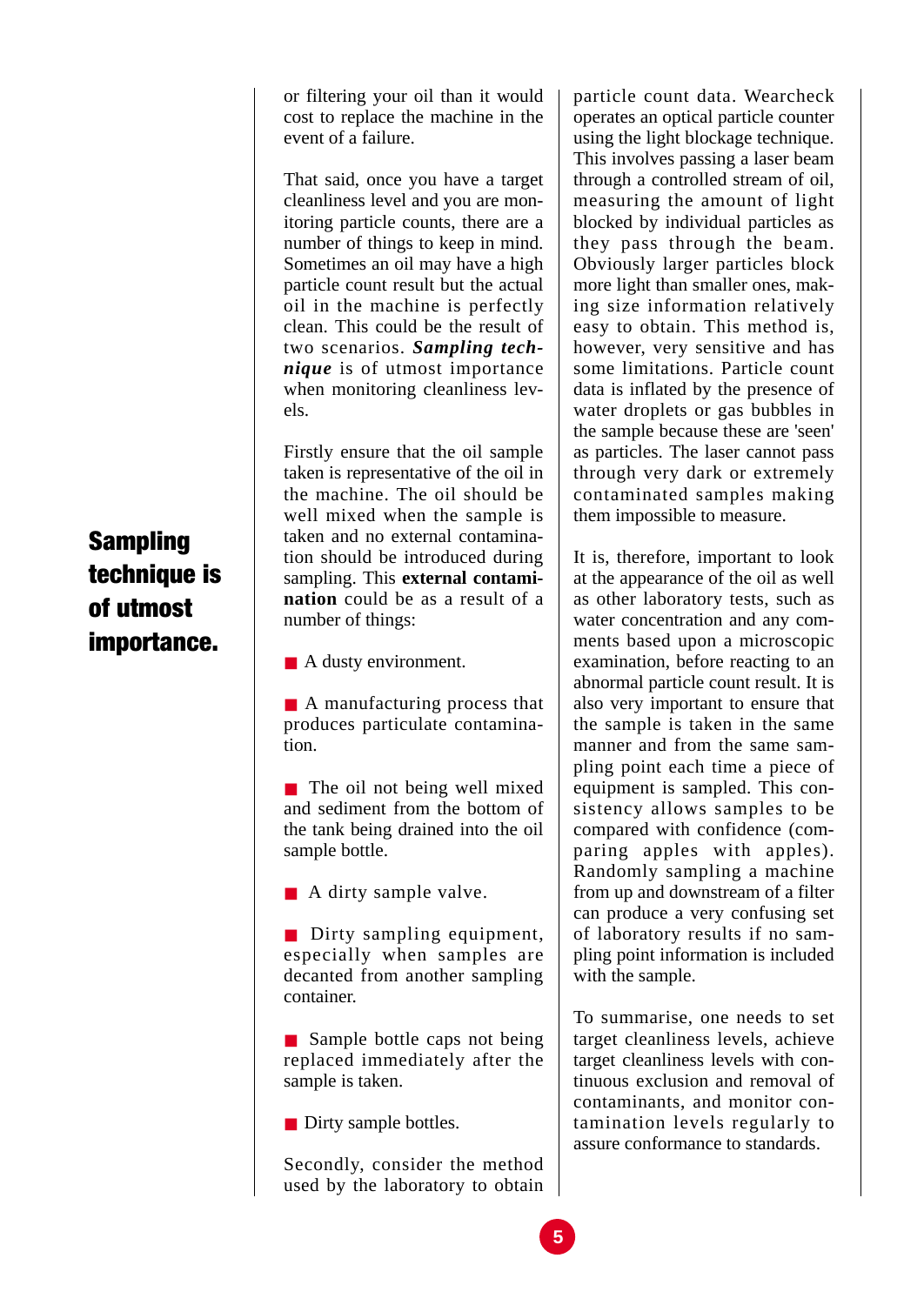or filtering your oil than it would cost to replace the machine in the event of a failure.

That said, once you have a target cleanliness level and you are monitoring particle counts, there are a number of things to keep in mind. Sometimes an oil may have a high particle count result but the actual oil in the machine is perfectly clean. This could be the result of two scenarios. ***Sampling technique*** is of utmost importance when monitoring cleanliness levels.

**Sampling technique is of utmost importance.**

Firstly ensure that the oil sample taken is representative of the oil in the machine. The oil should be well mixed when the sample is taken and no external contamination should be introduced during sampling. This **external contamination** could be as a result of a number of things:

- A dusty environment.
- A manufacturing process that produces particulate contamination.
- The oil not being well mixed and sediment from the bottom of the tank being drained into the oil sample bottle.
- A dirty sample valve.
- Dirty sampling equipment, especially when samples are decanted from another sampling container.
- Sample bottle caps not being replaced immediately after the sample is taken.
- Dirty sample bottles.

Secondly, consider the method used by the laboratory to obtain particle count data. Wearcheck operates an optical particle counter using the light blockage technique. This involves passing a laser beam through a controlled stream of oil, measuring the amount of light blocked by individual particles as they pass through the beam. Obviously larger particles block more light than smaller ones, making size information relatively easy to obtain. This method is, however, very sensitive and has some limitations. Particle count data is inflated by the presence of water droplets or gas bubbles in the sample because these are 'seen' as particles. The laser cannot pass through very dark or extremely contaminated samples making them impossible to measure.

It is, therefore, important to look at the appearance of the oil as well as other laboratory tests, such as water concentration and any comments based upon a microscopic examination, before reacting to an abnormal particle count result. It is also very important to ensure that the sample is taken in the same manner and from the same sampling point each time a piece of equipment is sampled. This consistency allows samples to be compared with confidence (comparing apples with apples). Randomly sampling a machine from up and downstream of a filter can produce a very confusing set of laboratory results if no sampling point information is included with the sample.

To summarise, one needs to set target cleanliness levels, achieve target cleanliness levels with continuous exclusion and removal of contaminants, and monitor contamination levels regularly to assure conformance to standards.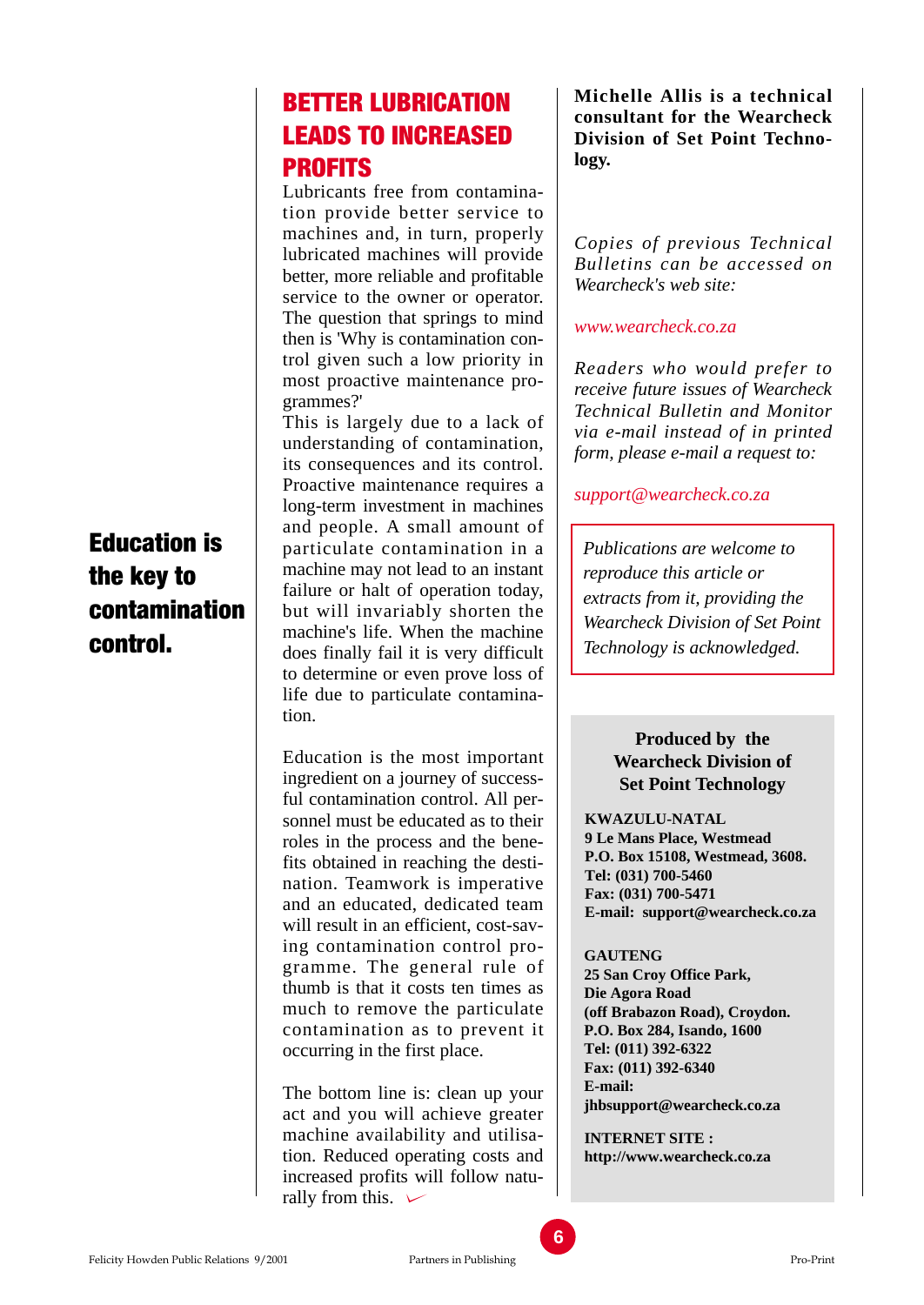## BETTER LUBRICATION LEADS TO INCREASED PROFITS

Lubricants free from contamination provide better service to machines and, in turn, properly lubricated machines will provide better, more reliable and profitable service to the owner or operator. The question that springs to mind then is 'Why is contamination control given such a low priority in most proactive maintenance programmes?'

This is largely due to a lack of understanding of contamination, its consequences and its control. Proactive maintenance requires a long-term investment in machines and people. A small amount of particulate contamination in a machine may not lead to an instant failure or halt of operation today, but will invariably shorten the machine's life. When the machine does finally fail it is very difficult to determine or even prove loss of life due to particulate contamination.

**Education is the key to contamination control.**

Education is the most important ingredient on a journey of successful contamination control. All personnel must be educated as to their roles in the process and the benefits obtained in reaching the destination. Teamwork is imperative and an educated, dedicated team will result in an efficient, cost-saving contamination control programme. The general rule of thumb is that it costs ten times as much to remove the particulate contamination as to prevent it occurring in the first place.

The bottom line is: clean up your act and you will achieve greater machine availability and utilisation. Reduced operating costs and increased profits will follow naturally from this.

**Michelle Allis is a technical consultant for the Wearcheck Division of Set Point Technology.**

*Copies of previous Technical Bulletins can be accessed on Wearcheck's web site:*

*www.wearcheck.co.za*

*Readers who would prefer to receive future issues of Wearcheck Technical Bulletin and Monitor via e-mail instead of in printed form, please e-mail a request to:*

*support@wearcheck.co.za*

*Publications are welcome to reproduce this article or extracts from it, providing the Wearcheck Division of Set Point Technology is acknowledged.*

**Produced by the Wearcheck Division of Set Point Technology**

**KWAZULU-NATAL**
**9 Le Mans Place, Westmead**
**P.O. Box 15108, Westmead, 3608.**
**Tel: (031) 700-5460**
**Fax: (031) 700-5471**
**E-mail: support@wearcheck.co.za**

**GAUTENG**
**25 San Croy Office Park,**
**Die Agora Road**
**(off Brabazon Road), Croydon.**
**P.O. Box 284, Isando, 1600**
**Tel: (011) 392-6322**
**Fax: (011) 392-6340**
**E-mail:**
**jhbsupport@wearcheck.co.za**

**INTERNET SITE :**
**http://www.wearcheck.co.za**

Felicity Howden Public Relations 9/2001 — Partners in Publishing — Pro-Print